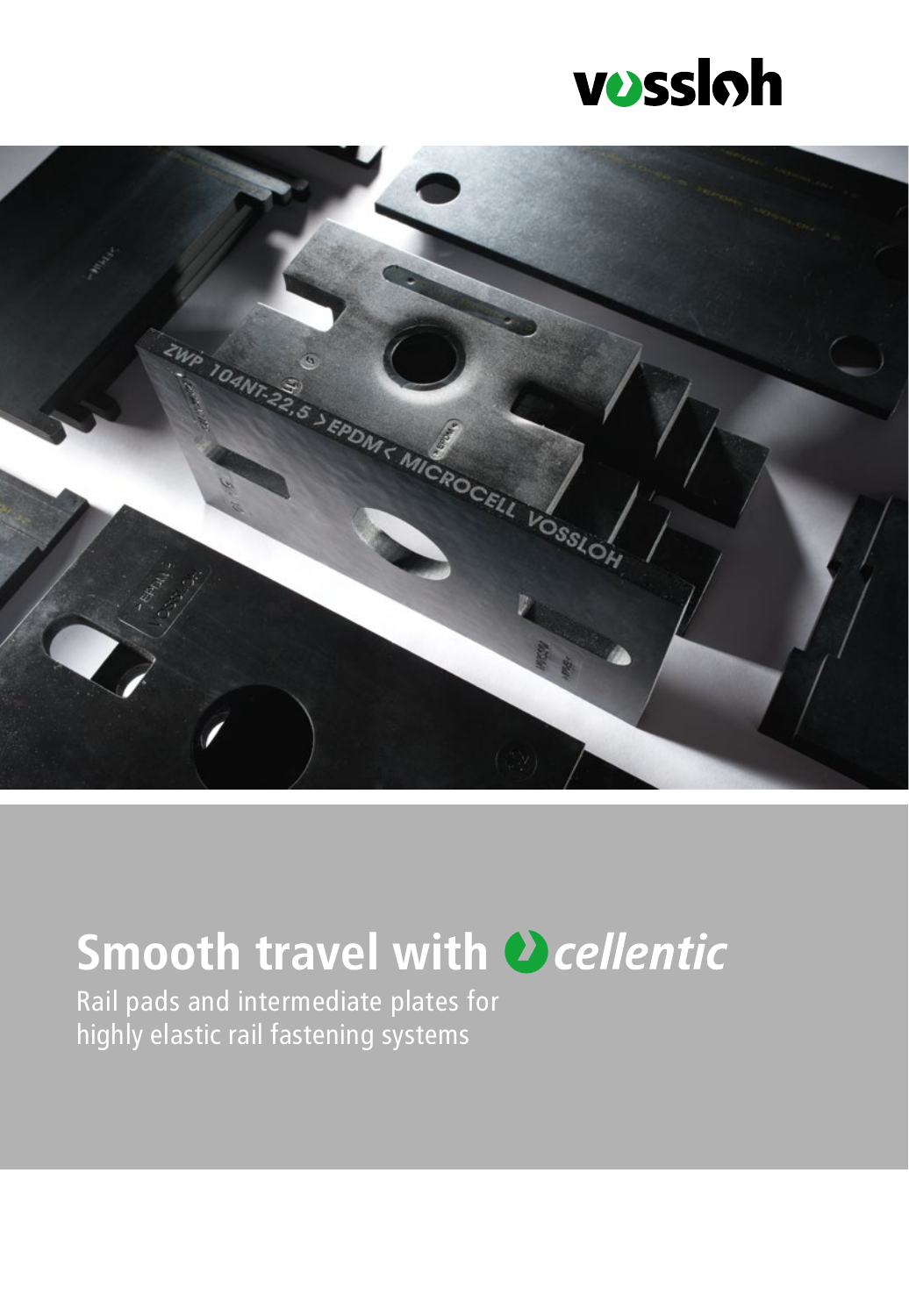vossloh

# Smooth travel with cellentic

Rail pads and intermediate plates for highly elastic rail fastening systems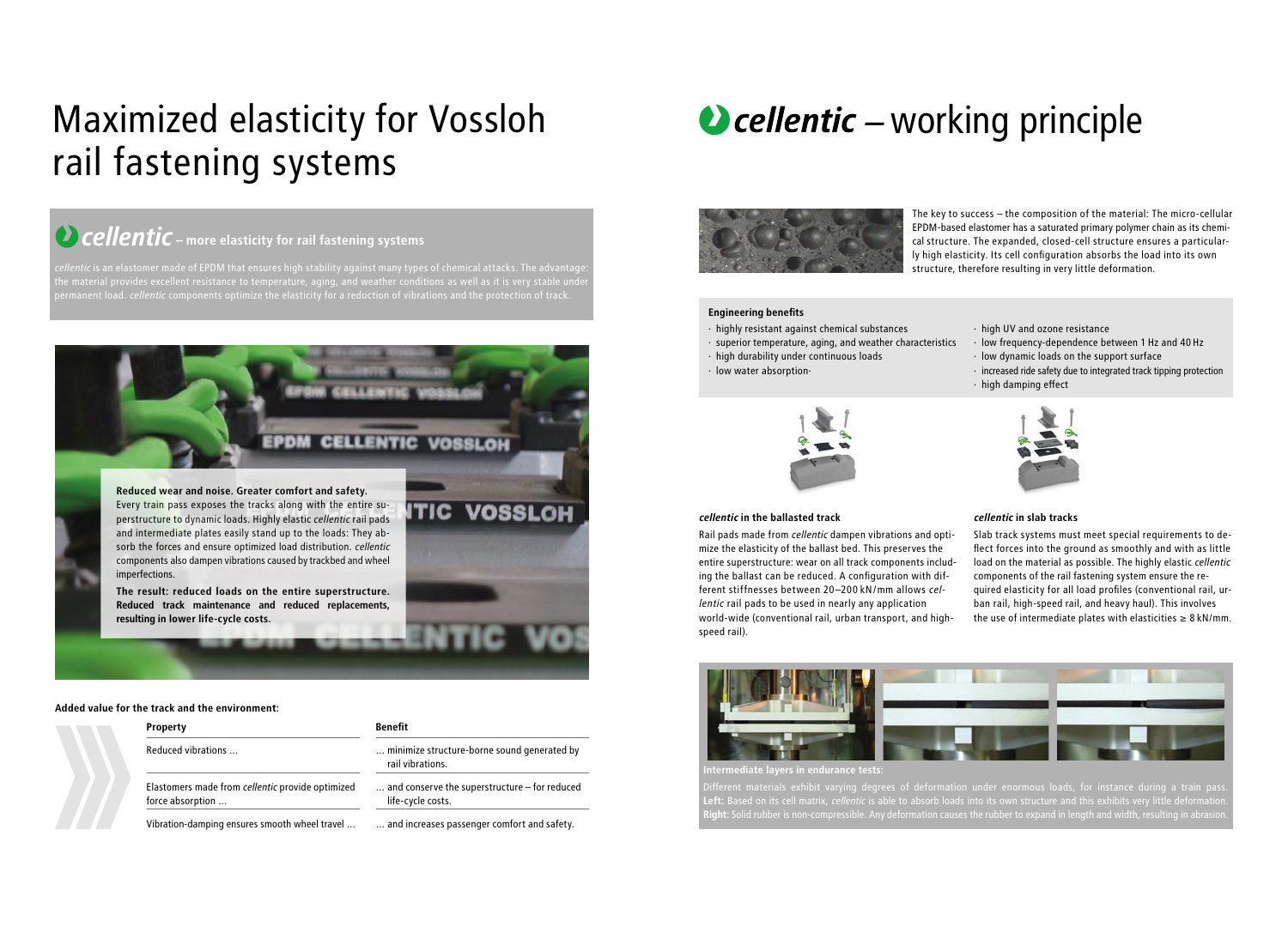# Maximized elasticity for Vossloh rail fastening systems

## *cellentic* – more elasticity for rail fastening systems

*cellentic* is an elastomer made of EPDM that ensures high stability against many types of chemical attacks. The advantage: the material provides excellent resistance to temperature, aging, and weather conditions as well as it is very stable under permanent load. *cellentic* components optimize the elasticity for a reduction of vibrations and the protection of track.

**Reduced wear and noise. Greater comfort and safety.**
Every train pass exposes the tracks along with the entire superstructure to dynamic loads. Highly elastic *cellentic* rail pads and intermediate plates easily stand up to the loads: They absorb the forces and ensure optimized load distribution. *cellentic* components also dampen vibrations caused by trackbed and wheel imperfections.

**The result: reduced loads on the entire superstructure. Reduced track maintenance and reduced replacements, resulting in lower life-cycle costs.**

**Added value for the track and the environment:**

| Property | Benefit |
|---|---|
| Reduced vibrations … | … minimize structure-borne sound generated by rail vibrations. |
| Elastomers made from *cellentic* provide optimized force absorption … | … and conserve the superstructure – for reduced life-cycle costs. |
| Vibration-damping ensures smooth wheel travel … | … and increases passenger comfort and safety. |

# *cellentic* – working principle

The key to success – the composition of the material: The micro-cellular EPDM-based elastomer has a saturated primary polymer chain as its chemical structure. The expanded, closed-cell structure ensures a particularly high elasticity. Its cell configuration absorbs the load into its own structure, therefore resulting in very little deformation.

**Engineering benefits**

- highly resistant against chemical substances
- superior temperature, aging, and weather characteristics
- high durability under continuous loads
- low water absorption
- high UV and ozone resistance
- low frequency-dependence between 1 Hz and 40 Hz
- low dynamic loads on the support surface
- increased ride safety due to integrated track tipping protection
- high damping effect

**_cellentic_ in the ballasted track**

Rail pads made from *cellentic* dampen vibrations and optimize the elasticity of the ballast bed. This preserves the entire superstructure: wear on all track components including the ballast can be reduced. A configuration with different stiffnesses between 20–200 kN/mm allows *cellentic* rail pads to be used in nearly any application world-wide (conventional rail, urban transport, and high-speed rail).

**_cellentic_ in slab tracks**

Slab track systems must meet special requirements to deflect forces into the ground as smoothly and with as little load on the material as possible. The highly elastic *cellentic* components of the rail fastening system ensure the required elasticity for all load profiles (conventional rail, urban rail, high-speed rail, and heavy haul). This involves the use of intermediate plates with elasticities ≥ 8 kN/mm.

**Intermediate layers in endurance tests:**

Different materials exhibit varying degrees of deformation under enormous loads, for instance during a train pass. **Left:** Based on its cell matrix, *cellentic* is able to absorb loads into its own structure and this exhibits very little deformation. **Right:** Solid rubber is non-compressible. Any deformation causes the rubber to expand in length and width, resulting in abrasion.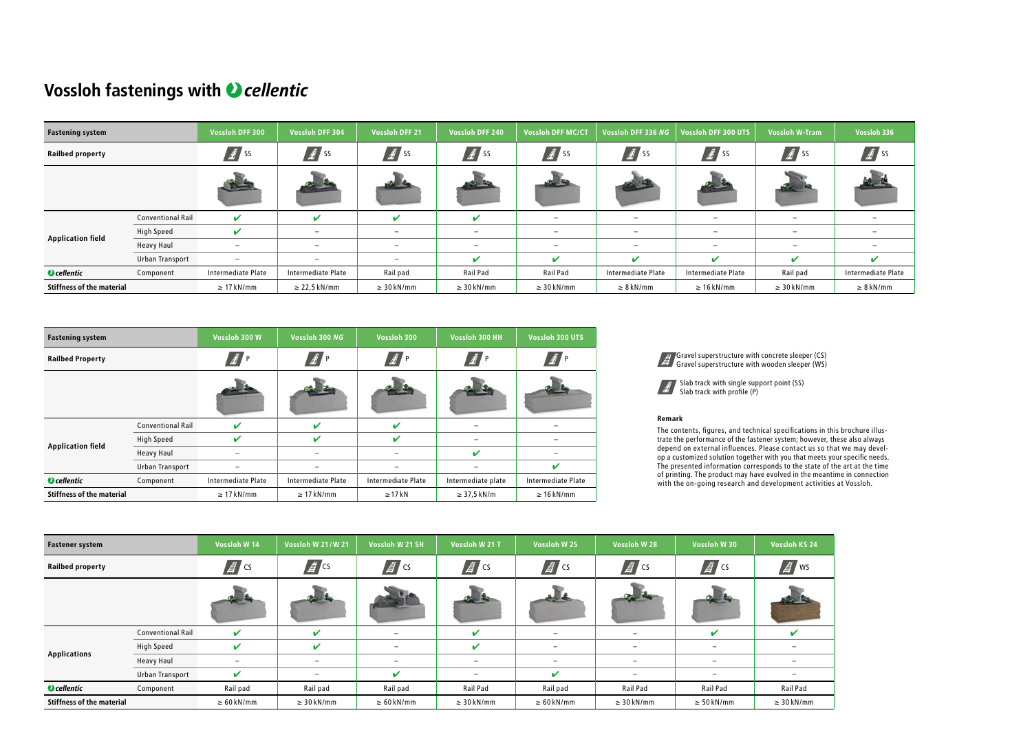# Vossloh fastenings with cellentic

| Fastening system | | Vossloh DFF 300 | Vossloh DFF 304 | Vossloh DFF 21 | Vossloh DFF 240 | Vossloh DFF MC/CT | Vossloh DFF 336 *NG* | Vossloh DFF 300 UTS | Vossloh W-Tram | Vossloh 336 |
|---|---|---|---|---|---|---|---|---|---|---|
| Railbed property | | SS | SS | SS | SS | SS | SS | SS | SS | SS |
| Application field | Conventional Rail | ✔ | ✔ | ✔ | ✔ | – | – | – | – | – |
| | High Speed | ✔ | – | – | – | – | – | – | – | – |
| | Heavy Haul | – | – | – | – | – | – | – | – | – |
| | Urban Transport | – | – | – | ✔ | ✔ | ✔ | ✔ | ✔ | ✔ |
| cellentic | Component | Intermediate Plate | Intermediate Plate | Rail pad | Rail Pad | Rail Pad | Intermediate Plate | Intermediate Plate | Rail pad | Intermediate Plate |
| Stiffness of the material | | ≥ 17 kN/mm | ≥ 22,5 kN/mm | ≥ 30 kN/mm | ≥ 30 kN/mm | ≥ 30 kN/mm | ≥ 8 kN/mm | ≥ 16 kN/mm | ≥ 30 kN/mm | ≥ 8 kN/mm |

| Fastening system | | Vossloh 300 W | Vossloh 300 *NG* | Vossloh 300 | Vossloh 300 HH | Vossloh 300 UTS |
|---|---|---|---|---|---|---|
| Railbed Property | | P | P | P | P | P |
| Application field | Conventional Rail | ✔ | ✔ | ✔ | – | – |
| | High Speed | ✔ | ✔ | ✔ | – | – |
| | Heavy Haul | – | – | – | ✔ | – |
| | Urban Transport | – | – | – | – | ✔ |
| cellentic | Component | Intermediate Plate | Intermediate Plate | Intermediate Plate | Intermediate plate | Intermediate Plate |
| Stiffness of the material | | ≥ 17 kN/mm | ≥ 17 kN/mm | ≥ 17 kN | ≥ 37,5 kN/m | ≥ 16 kN/mm |

Gravel superstructure with concrete sleeper (CS)
Gravel superstructure with wooden sleeper (WS)

Slab track with single support point (SS)
Slab track with profile (P)

**Remark**

The contents, figures, and technical specifications in this brochure illustrate the performance of the fastener system; however, these also always depend on external influences. Please contact us so that we may develop a customized solution together with you that meets your specific needs. The presented information corresponds to the state of the art at the time of printing. The product may have evolved in the meantime in connection with the on-going research and development activities at Vossloh.

| Fastener system | | Vossloh W 14 | Vossloh W 21 / W 21 | Vossloh W 21 SH | Vossloh W 21 T | Vossloh W 25 | Vossloh W 28 | Vossloh W 30 | Vossloh KS 24 |
|---|---|---|---|---|---|---|---|---|---|
| Railbed property | | CS | CS | CS | CS | CS | CS | CS | WS |
| Applications | Conventional Rail | ✔ | ✔ | – | ✔ | – | – | ✔ | ✔ |
| | High Speed | ✔ | ✔ | – | ✔ | – | – | – | – |
| | Heavy Haul | – | – | – | – | – | – | – | – |
| | Urban Transport | ✔ | – | ✔ | – | ✔ | – | – | – |
| cellentic | Component | Rail pad | Rail pad | Rail pad | Rail Pad | Rail pad | Rail Pad | Rail Pad | Rail Pad |
| Stiffness of the material | | ≥ 60 kN/mm | ≥ 30 kN/mm | ≥ 60 kN/mm | ≥ 30 kN/mm | ≥ 60 kN/mm | ≥ 30 kN/mm | ≥ 50 kN/mm | ≥ 30 kN/mm |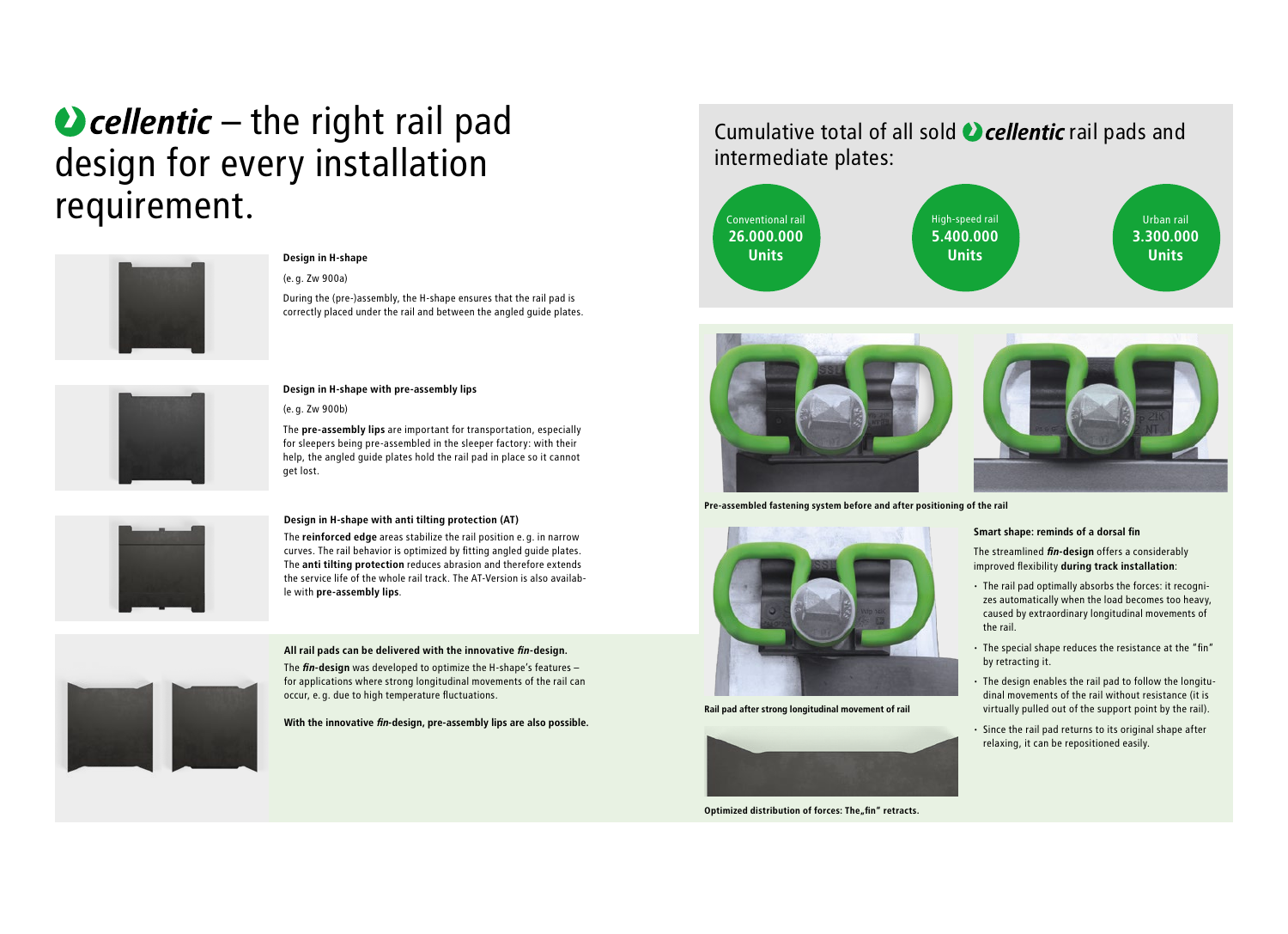# *cellentic* – the right rail pad design for every installation requirement.

**Design in H-shape**

(e. g. Zw 900a)

During the (pre-)assembly, the H-shape ensures that the rail pad is correctly placed under the rail and between the angled guide plates.

**Design in H-shape with pre-assembly lips**

(e. g. Zw 900b)

The **pre-assembly lips** are important for transportation, especially for sleepers being pre-assembled in the sleeper factory: with their help, the angled guide plates hold the rail pad in place so it cannot get lost.

**Design in H-shape with anti tilting protection (AT)**

The **reinforced edge** areas stabilize the rail position e. g. in narrow curves. The rail behavior is optimized by fitting angled guide plates. The **anti tilting protection** reduces abrasion and therefore extends the service life of the whole rail track. The AT-Version is also available with **pre-assembly lips**.

**All rail pads can be delivered with the innovative *fin*-design.**

The ***fin*-design** was developed to optimize the H-shape's features – for applications where strong longitudinal movements of the rail can occur, e. g. due to high temperature fluctuations.

**With the innovative *fin*-design, pre-assembly lips are also possible.**

## Cumulative total of all sold *cellentic* rail pads and intermediate plates:

Conventional rail **26.000.000 Units**

High-speed rail **5.400.000 Units**

Urban rail **3.300.000 Units**

**Pre-assembled fastening system before and after positioning of the rail**

**Rail pad after strong longitudinal movement of rail**

**Optimized distribution of forces: The„fin" retracts.**

**Smart shape: reminds of a dorsal fin**

The streamlined ***fin*-design** offers a considerably improved flexibility **during track installation**:

- The rail pad optimally absorbs the forces: it recognizes automatically when the load becomes too heavy, caused by extraordinary longitudinal movements of the rail.
- The special shape reduces the resistance at the "fin" by retracting it.
- The design enables the rail pad to follow the longitudinal movements of the rail without resistance (it is virtually pulled out of the support point by the rail).
- Since the rail pad returns to its original shape after relaxing, it can be repositioned easily.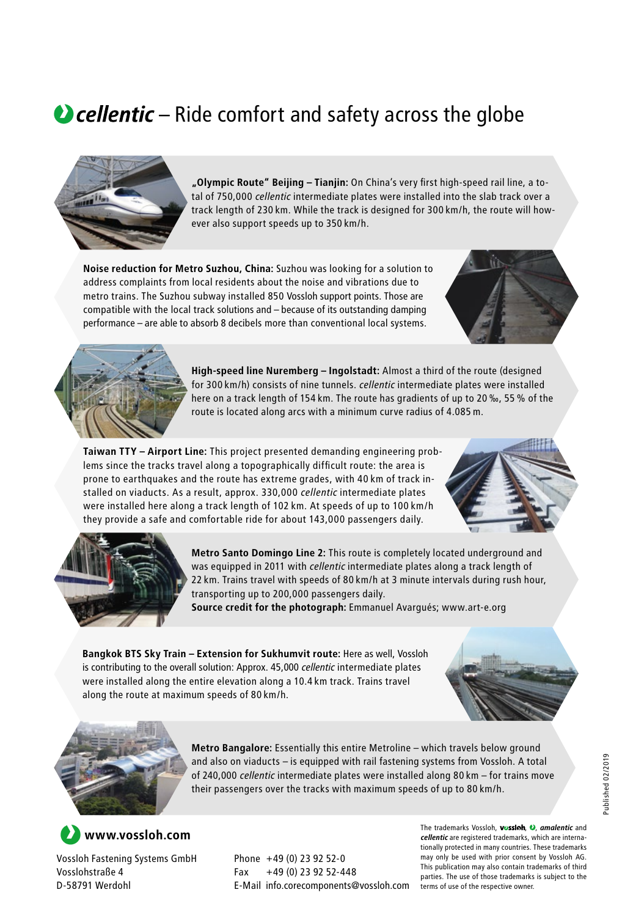# *cellentic* – Ride comfort and safety across the globe

**„Olympic Route" Beijing – Tianjin:** On China's very first high-speed rail line, a total of 750,000 *cellentic* intermediate plates were installed into the slab track over a track length of 230 km. While the track is designed for 300 km/h, the route will however also support speeds up to 350 km/h.

**Noise reduction for Metro Suzhou, China:** Suzhou was looking for a solution to address complaints from local residents about the noise and vibrations due to metro trains. The Suzhou subway installed 850 Vossloh support points. Those are compatible with the local track solutions and – because of its outstanding damping performance – are able to absorb 8 decibels more than conventional local systems.

**High-speed line Nuremberg – Ingolstadt:** Almost a third of the route (designed for 300 km/h) consists of nine tunnels. *cellentic* intermediate plates were installed here on a track length of 154 km. The route has gradients of up to 20 ‰, 55 % of the route is located along arcs with a minimum curve radius of 4.085 m.

**Taiwan TTY – Airport Line:** This project presented demanding engineering problems since the tracks travel along a topographically difficult route: the area is prone to earthquakes and the route has extreme grades, with 40 km of track installed on viaducts. As a result, approx. 330,000 *cellentic* intermediate plates were installed here along a track length of 102 km. At speeds of up to 100 km/h they provide a safe and comfortable ride for about 143,000 passengers daily.

**Metro Santo Domingo Line 2:** This route is completely located underground and was equipped in 2011 with *cellentic* intermediate plates along a track length of 22 km. Trains travel with speeds of 80 km/h at 3 minute intervals during rush hour, transporting up to 200,000 passengers daily.
**Source credit for the photograph:** Emmanuel Avargués; www.art-e.org

**Bangkok BTS Sky Train – Extension for Sukhumvit route:** Here as well, Vossloh is contributing to the overall solution: Approx. 45,000 *cellentic* intermediate plates were installed along the entire elevation along a 10.4 km track. Trains travel along the route at maximum speeds of 80 km/h.

**Metro Bangalore:** Essentially this entire Metroline – which travels below ground and also on viaducts – is equipped with rail fastening systems from Vossloh. A total of 240,000 *cellentic* intermediate plates were installed along 80 km – for trains move their passengers over the tracks with maximum speeds of up to 80 km/h.

**www.vossloh.com**

Vossloh Fastening Systems GmbH
Vosslohstraße 4
D-58791 Werdohl

Phone +49 (0) 23 92 52-0
Fax +49 (0) 23 92 52-448
E-Mail info.corecomponents@vossloh.com

The trademarks Vossloh, **vossloh**, *amalentic* and *cellentic* are registered trademarks, which are internationally protected in many countries. These trademarks may only be used with prior consent by Vossloh AG. This publication may also contain trademarks of third parties. The use of those trademarks is subject to the terms of use of the respective owner.

Published 02/2019